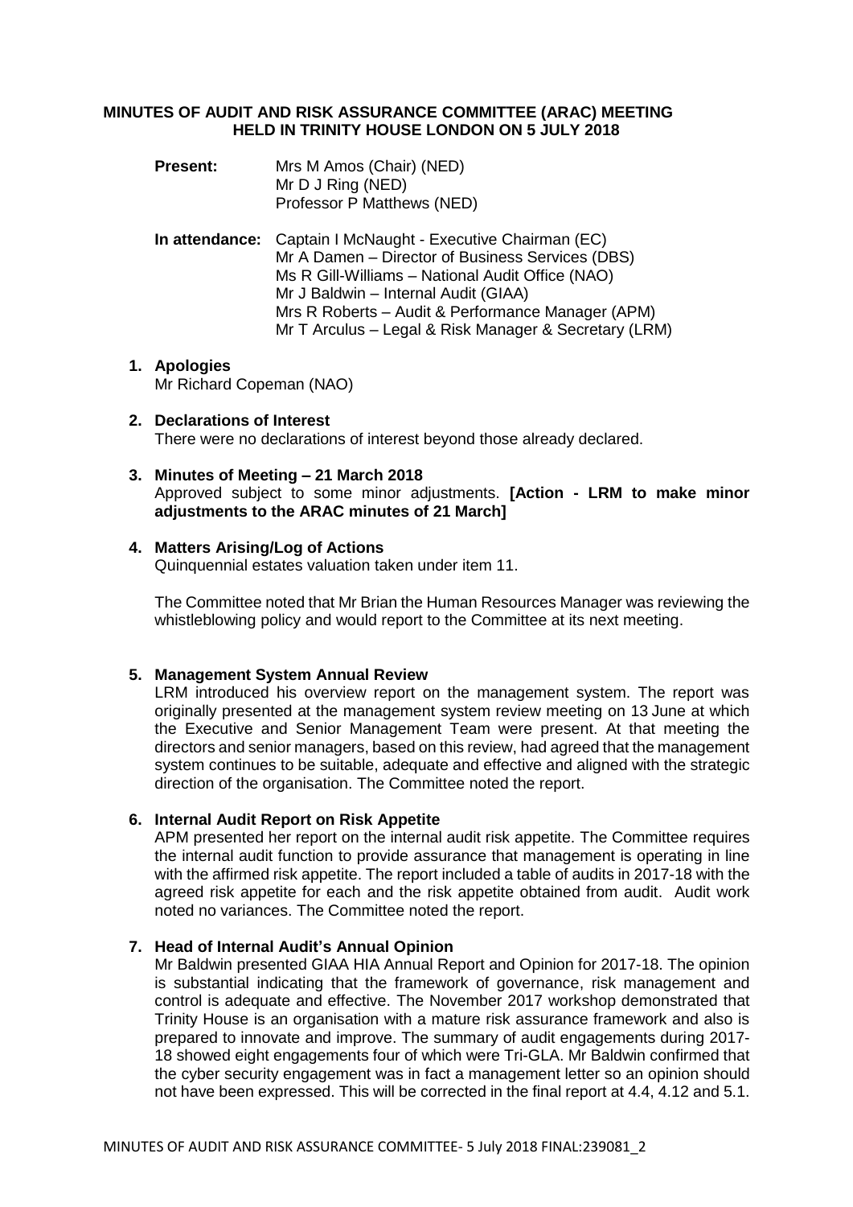# MINUTES OF AUDIT AND RISK ASSURANCE COMMITTEE (ARAC) MEETING HELD IN TRINITY HOUSE LONDON ON 5 JULY 2018

**Present:** Mrs M Amos (Chair) (NED)
Mr D J Ring (NED)
Professor P Matthews (NED)

**In attendance:** Captain I McNaught - Executive Chairman (EC)
Mr A Damen – Director of Business Services (DBS)
Ms R Gill-Williams – National Audit Office (NAO)
Mr J Baldwin – Internal Audit (GIAA)
Mrs R Roberts – Audit & Performance Manager (APM)
Mr T Arculus – Legal & Risk Manager & Secretary (LRM)

## 1. Apologies

Mr Richard Copeman (NAO)

## 2. Declarations of Interest

There were no declarations of interest beyond those already declared.

## 3. Minutes of Meeting – 21 March 2018

Approved subject to some minor adjustments. **[Action - LRM to make minor adjustments to the ARAC minutes of 21 March]**

## 4. Matters Arising/Log of Actions

Quinquennial estates valuation taken under item 11.

The Committee noted that Mr Brian the Human Resources Manager was reviewing the whistleblowing policy and would report to the Committee at its next meeting.

## 5. Management System Annual Review

LRM introduced his overview report on the management system. The report was originally presented at the management system review meeting on 13 June at which the Executive and Senior Management Team were present. At that meeting the directors and senior managers, based on this review, had agreed that the management system continues to be suitable, adequate and effective and aligned with the strategic direction of the organisation. The Committee noted the report.

## 6. Internal Audit Report on Risk Appetite

APM presented her report on the internal audit risk appetite. The Committee requires the internal audit function to provide assurance that management is operating in line with the affirmed risk appetite. The report included a table of audits in 2017-18 with the agreed risk appetite for each and the risk appetite obtained from audit. Audit work noted no variances. The Committee noted the report.

## 7. Head of Internal Audit's Annual Opinion

Mr Baldwin presented GIAA HIA Annual Report and Opinion for 2017-18. The opinion is substantial indicating that the framework of governance, risk management and control is adequate and effective. The November 2017 workshop demonstrated that Trinity House is an organisation with a mature risk assurance framework and also is prepared to innovate and improve. The summary of audit engagements during 2017-18 showed eight engagements four of which were Tri-GLA. Mr Baldwin confirmed that the cyber security engagement was in fact a management letter so an opinion should not have been expressed. This will be corrected in the final report at 4.4, 4.12 and 5.1.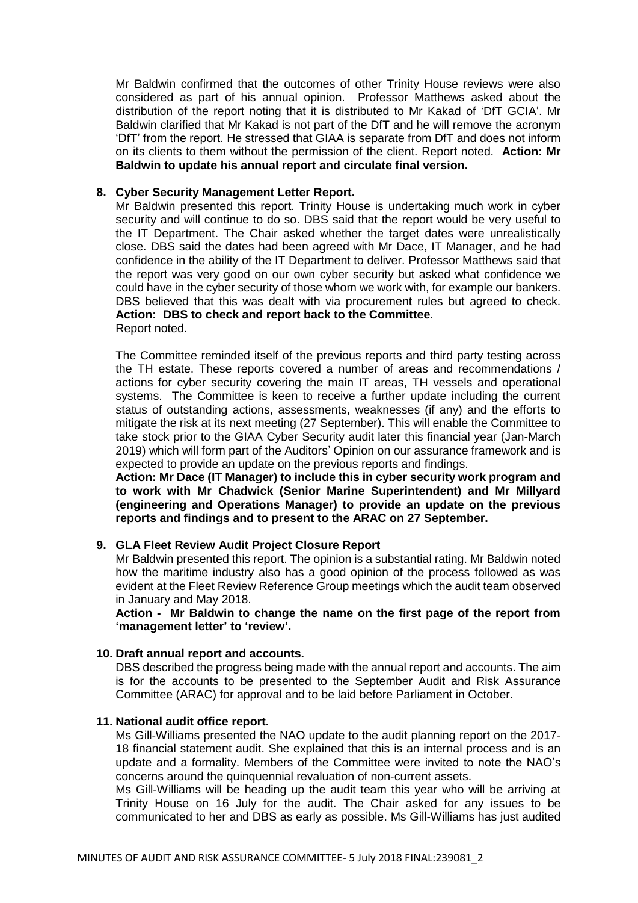Mr Baldwin confirmed that the outcomes of other Trinity House reviews were also considered as part of his annual opinion. Professor Matthews asked about the distribution of the report noting that it is distributed to Mr Kakad of 'DfT GCIA'. Mr Baldwin clarified that Mr Kakad is not part of the DfT and he will remove the acronym 'DfT' from the report. He stressed that GIAA is separate from DfT and does not inform on its clients to them without the permission of the client. Report noted. **Action: Mr Baldwin to update his annual report and circulate final version.**

**8. Cyber Security Management Letter Report.**

Mr Baldwin presented this report. Trinity House is undertaking much work in cyber security and will continue to do so. DBS said that the report would be very useful to the IT Department. The Chair asked whether the target dates were unrealistically close. DBS said the dates had been agreed with Mr Dace, IT Manager, and he had confidence in the ability of the IT Department to deliver. Professor Matthews said that the report was very good on our own cyber security but asked what confidence we could have in the cyber security of those whom we work with, for example our bankers. DBS believed that this was dealt with via procurement rules but agreed to check. **Action: DBS to check and report back to the Committee**.
Report noted.

The Committee reminded itself of the previous reports and third party testing across the TH estate. These reports covered a number of areas and recommendations / actions for cyber security covering the main IT areas, TH vessels and operational systems. The Committee is keen to receive a further update including the current status of outstanding actions, assessments, weaknesses (if any) and the efforts to mitigate the risk at its next meeting (27 September). This will enable the Committee to take stock prior to the GIAA Cyber Security audit later this financial year (Jan-March 2019) which will form part of the Auditors' Opinion on our assurance framework and is expected to provide an update on the previous reports and findings.

**Action: Mr Dace (IT Manager) to include this in cyber security work program and to work with Mr Chadwick (Senior Marine Superintendent) and Mr Millyard (engineering and Operations Manager) to provide an update on the previous reports and findings and to present to the ARAC on 27 September.**

**9. GLA Fleet Review Audit Project Closure Report**

Mr Baldwin presented this report. The opinion is a substantial rating. Mr Baldwin noted how the maritime industry also has a good opinion of the process followed as was evident at the Fleet Review Reference Group meetings which the audit team observed in January and May 2018.

**Action - Mr Baldwin to change the name on the first page of the report from 'management letter' to 'review'.**

**10. Draft annual report and accounts.**

DBS described the progress being made with the annual report and accounts. The aim is for the accounts to be presented to the September Audit and Risk Assurance Committee (ARAC) for approval and to be laid before Parliament in October.

**11. National audit office report.**

Ms Gill-Williams presented the NAO update to the audit planning report on the 2017-18 financial statement audit. She explained that this is an internal process and is an update and a formality. Members of the Committee were invited to note the NAO's concerns around the quinquennial revaluation of non-current assets.

Ms Gill-Williams will be heading up the audit team this year who will be arriving at Trinity House on 16 July for the audit. The Chair asked for any issues to be communicated to her and DBS as early as possible. Ms Gill-Williams has just audited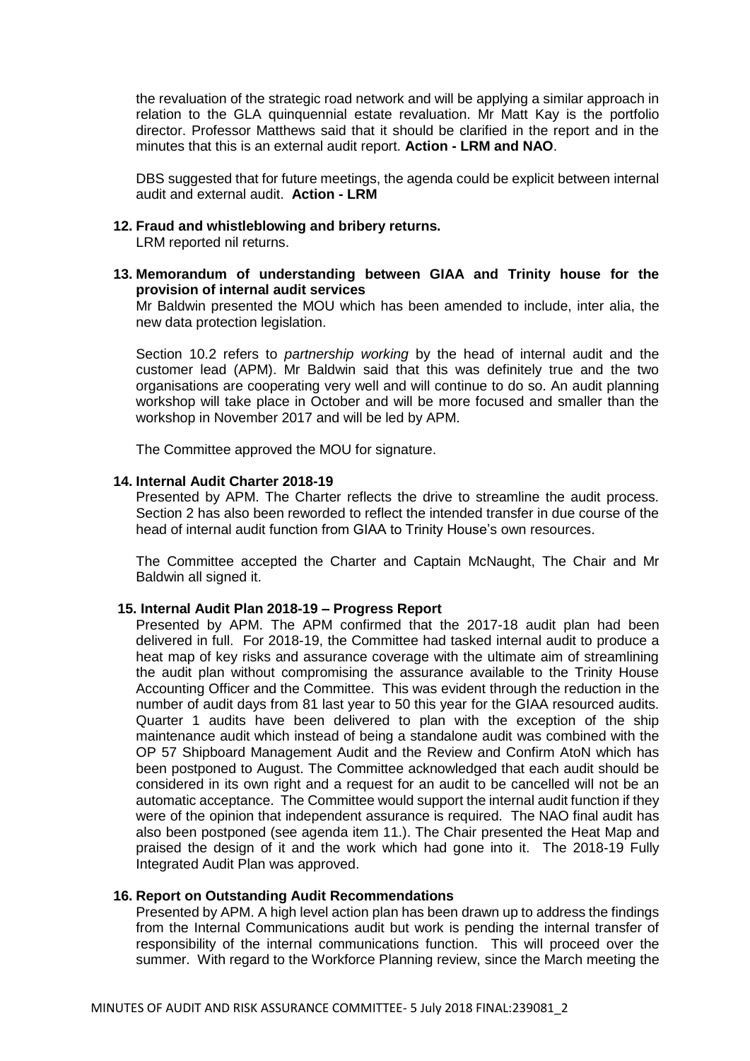the revaluation of the strategic road network and will be applying a similar approach in relation to the GLA quinquennial estate revaluation. Mr Matt Kay is the portfolio director. Professor Matthews said that it should be clarified in the report and in the minutes that this is an external audit report. **Action - LRM and NAO**.

DBS suggested that for future meetings, the agenda could be explicit between internal audit and external audit. **Action - LRM**

**12. Fraud and whistleblowing and bribery returns.**

LRM reported nil returns.

**13. Memorandum of understanding between GIAA and Trinity house for the provision of internal audit services**

Mr Baldwin presented the MOU which has been amended to include, inter alia, the new data protection legislation.

Section 10.2 refers to *partnership working* by the head of internal audit and the customer lead (APM). Mr Baldwin said that this was definitely true and the two organisations are cooperating very well and will continue to do so. An audit planning workshop will take place in October and will be more focused and smaller than the workshop in November 2017 and will be led by APM.

The Committee approved the MOU for signature.

**14. Internal Audit Charter 2018-19**

Presented by APM. The Charter reflects the drive to streamline the audit process. Section 2 has also been reworded to reflect the intended transfer in due course of the head of internal audit function from GIAA to Trinity House's own resources.

The Committee accepted the Charter and Captain McNaught, The Chair and Mr Baldwin all signed it.

**15. Internal Audit Plan 2018-19 – Progress Report**

Presented by APM. The APM confirmed that the 2017-18 audit plan had been delivered in full. For 2018-19, the Committee had tasked internal audit to produce a heat map of key risks and assurance coverage with the ultimate aim of streamlining the audit plan without compromising the assurance available to the Trinity House Accounting Officer and the Committee. This was evident through the reduction in the number of audit days from 81 last year to 50 this year for the GIAA resourced audits. Quarter 1 audits have been delivered to plan with the exception of the ship maintenance audit which instead of being a standalone audit was combined with the OP 57 Shipboard Management Audit and the Review and Confirm AtoN which has been postponed to August. The Committee acknowledged that each audit should be considered in its own right and a request for an audit to be cancelled will not be an automatic acceptance. The Committee would support the internal audit function if they were of the opinion that independent assurance is required. The NAO final audit has also been postponed (see agenda item 11.). The Chair presented the Heat Map and praised the design of it and the work which had gone into it. The 2018-19 Fully Integrated Audit Plan was approved.

**16. Report on Outstanding Audit Recommendations**

Presented by APM. A high level action plan has been drawn up to address the findings from the Internal Communications audit but work is pending the internal transfer of responsibility of the internal communications function. This will proceed over the summer. With regard to the Workforce Planning review, since the March meeting the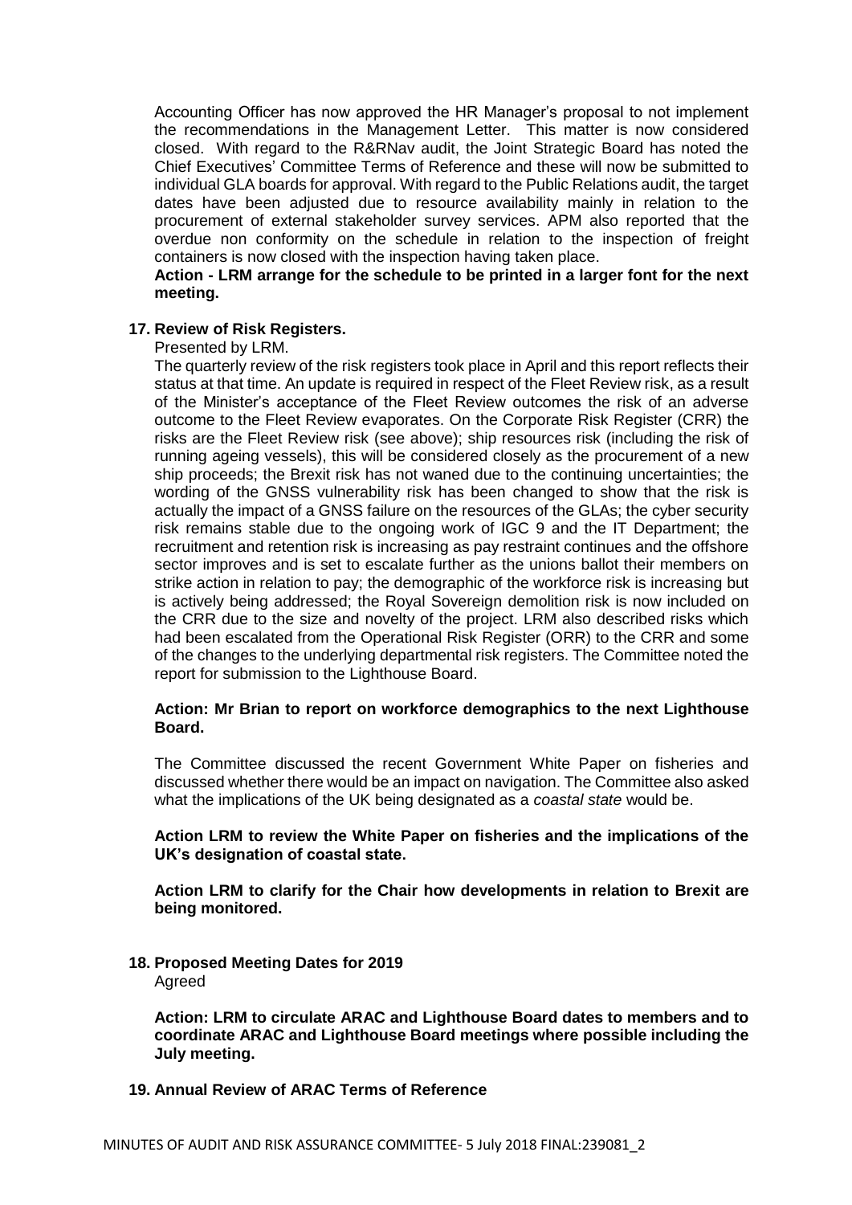Accounting Officer has now approved the HR Manager's proposal to not implement the recommendations in the Management Letter. This matter is now considered closed. With regard to the R&RNav audit, the Joint Strategic Board has noted the Chief Executives' Committee Terms of Reference and these will now be submitted to individual GLA boards for approval. With regard to the Public Relations audit, the target dates have been adjusted due to resource availability mainly in relation to the procurement of external stakeholder survey services. APM also reported that the overdue non conformity on the schedule in relation to the inspection of freight containers is now closed with the inspection having taken place.

**Action - LRM arrange for the schedule to be printed in a larger font for the next meeting.**

**17. Review of Risk Registers.**

Presented by LRM.

The quarterly review of the risk registers took place in April and this report reflects their status at that time. An update is required in respect of the Fleet Review risk, as a result of the Minister's acceptance of the Fleet Review outcomes the risk of an adverse outcome to the Fleet Review evaporates. On the Corporate Risk Register (CRR) the risks are the Fleet Review risk (see above); ship resources risk (including the risk of running ageing vessels), this will be considered closely as the procurement of a new ship proceeds; the Brexit risk has not waned due to the continuing uncertainties; the wording of the GNSS vulnerability risk has been changed to show that the risk is actually the impact of a GNSS failure on the resources of the GLAs; the cyber security risk remains stable due to the ongoing work of IGC 9 and the IT Department; the recruitment and retention risk is increasing as pay restraint continues and the offshore sector improves and is set to escalate further as the unions ballot their members on strike action in relation to pay; the demographic of the workforce risk is increasing but is actively being addressed; the Royal Sovereign demolition risk is now included on the CRR due to the size and novelty of the project. LRM also described risks which had been escalated from the Operational Risk Register (ORR) to the CRR and some of the changes to the underlying departmental risk registers. The Committee noted the report for submission to the Lighthouse Board.

**Action: Mr Brian to report on workforce demographics to the next Lighthouse Board.**

The Committee discussed the recent Government White Paper on fisheries and discussed whether there would be an impact on navigation. The Committee also asked what the implications of the UK being designated as a *coastal state* would be.

**Action LRM to review the White Paper on fisheries and the implications of the UK's designation of coastal state.**

**Action LRM to clarify for the Chair how developments in relation to Brexit are being monitored.**

**18. Proposed Meeting Dates for 2019**

Agreed

**Action: LRM to circulate ARAC and Lighthouse Board dates to members and to coordinate ARAC and Lighthouse Board meetings where possible including the July meeting.**

**19. Annual Review of ARAC Terms of Reference**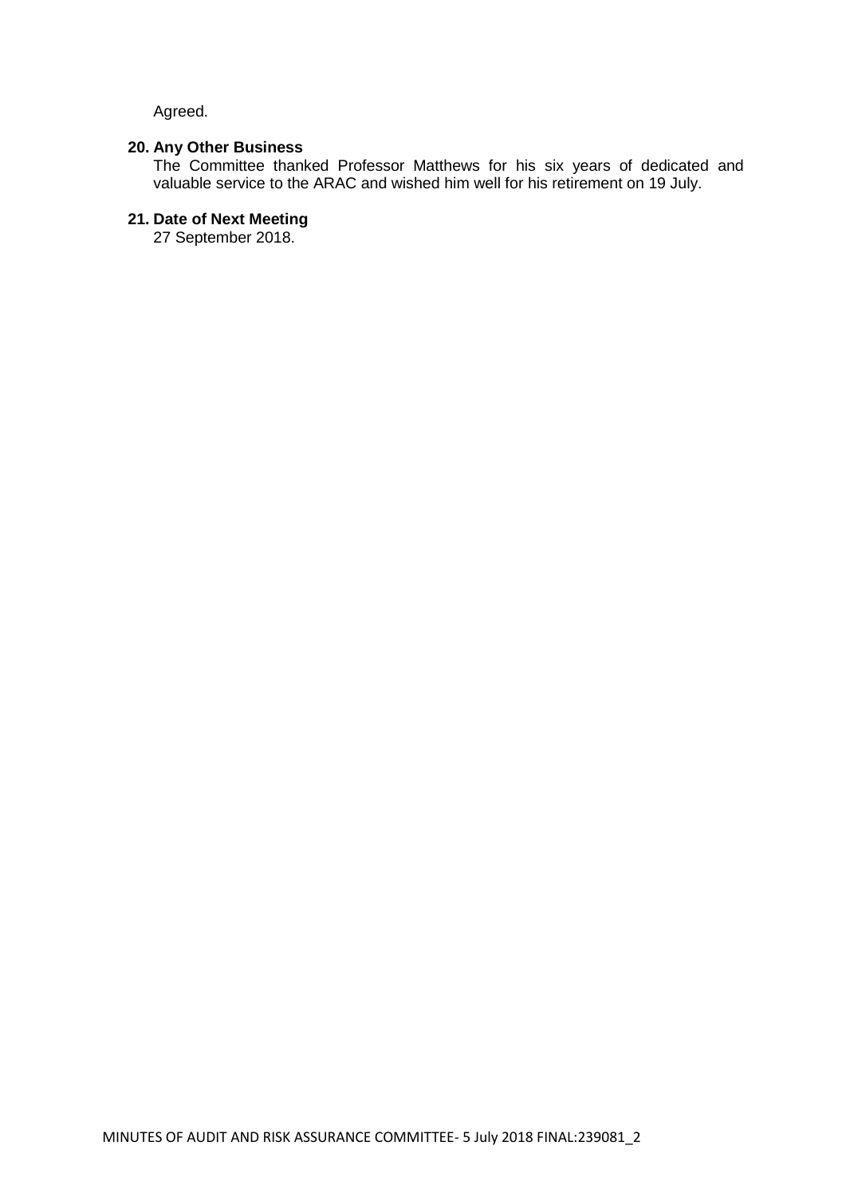Agreed.

**20. Any Other Business**

The Committee thanked Professor Matthews for his six years of dedicated and valuable service to the ARAC and wished him well for his retirement on 19 July.

**21. Date of Next Meeting**

27 September 2018.